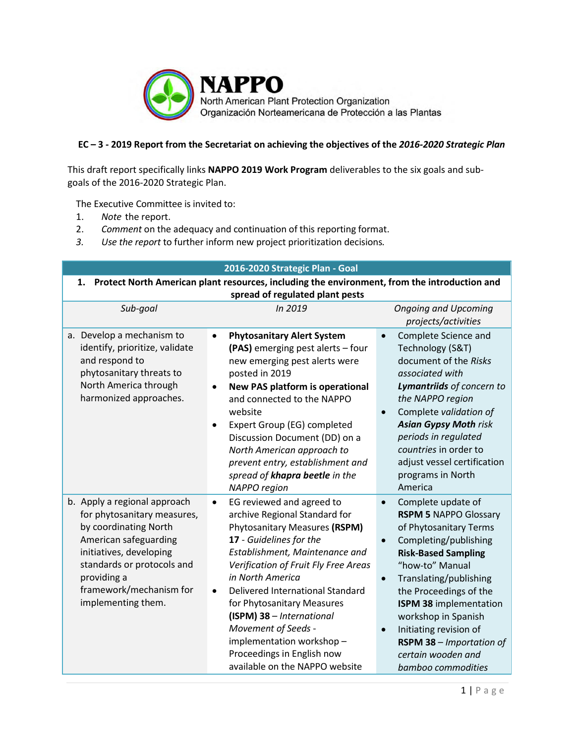**NAPPO**
North American Plant Protection Organization
Organización Norteamericana de Protección a las Plantas

## EC – 3 - 2019 Report from the Secretariat on achieving the objectives of the *2016-2020 Strategic Plan*

This draft report specifically links **NAPPO 2019 Work Program** deliverables to the six goals and sub-goals of the 2016-2020 Strategic Plan.

The Executive Committee is invited to:

1. *Note* the report.
2. *Comment* on the adequacy and continuation of this reporting format.
3. *Use the report* to further inform new project prioritization decisions.

| 2016-2020 Strategic Plan - Goal | | |
|---|---|---|
| **1. Protect North American plant resources, including the environment, from the introduction and spread of regulated plant pests** | | |
| *Sub-goal* | *In 2019* | *Ongoing and Upcoming projects/activities* |
| a. Develop a mechanism to identify, prioritize, validate and respond to phytosanitary threats to North America through harmonized approaches. | • **Phytosanitary Alert System (PAS)** emerging pest alerts – four new emerging pest alerts were posted in 2019<br>• **New PAS platform is operational** and connected to the NAPPO website<br>• Expert Group (EG) completed Discussion Document (DD) on a *North American approach to prevent entry, establishment and spread of **khapra beetle** in the NAPPO region* | • Complete Science and Technology (S&T) document of the *Risks associated with **Lymantriids** of concern to the NAPPO region*<br>• Complete *validation of **Asian Gypsy Moth** risk periods in regulated countries* in order to adjust vessel certification programs in North America |
| b. Apply a regional approach for phytosanitary measures, by coordinating North American safeguarding initiatives, developing standards or protocols and providing a framework/mechanism for implementing them. | • EG reviewed and agreed to archive Regional Standard for Phytosanitary Measures **(RSPM) 17** - *Guidelines for the Establishment, Maintenance and Verification of Fruit Fly Free Areas in North America*<br>• Delivered International Standard for Phytosanitary Measures **(ISPM) 38** – *International Movement of Seeds* - implementation workshop – Proceedings in English now available on the NAPPO website | • Complete update of **RSPM 5** NAPPO Glossary of Phytosanitary Terms<br>• Completing/publishing **Risk-Based Sampling** "how-to" Manual<br>• Translating/publishing the Proceedings of the **ISPM 38** implementation workshop in Spanish<br>• Initiating revision of **RSPM 38** – *Importation of certain wooden and bamboo commodities* |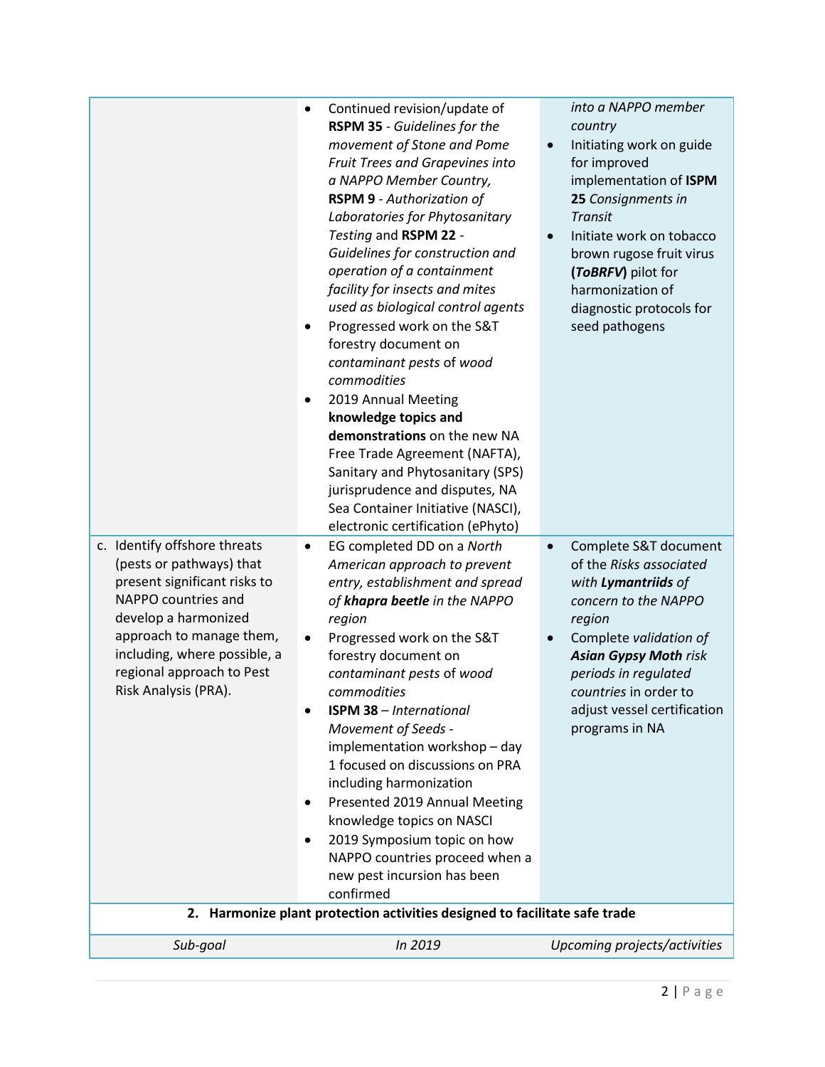| | | |
|---|---|---|
| | • Continued revision/update of **RSPM 35** - *Guidelines for the movement of Stone and Pome Fruit Trees and Grapevines into a NAPPO Member Country,* **RSPM 9** - *Authorization of Laboratories for Phytosanitary Testing* and **RSPM 22** - *Guidelines for construction and operation of a containment facility for insects and mites used as biological control agents*<br>• Progressed work on the S&T forestry document on *contaminant pests* of *wood commodities*<br>• 2019 Annual Meeting **knowledge topics and demonstrations** on the new NA Free Trade Agreement (NAFTA), Sanitary and Phytosanitary (SPS) jurisprudence and disputes, NA Sea Container Initiative (NASCI), electronic certification (ePhyto) | *into a NAPPO member country*<br>• Initiating work on guide for improved implementation of **ISPM 25** *Consignments in Transit*<br>• Initiate work on tobacco brown rugose fruit virus **(*ToBRFV*)** pilot for harmonization of diagnostic protocols for seed pathogens |
| c. Identify offshore threats (pests or pathways) that present significant risks to NAPPO countries and develop a harmonized approach to manage them, including, where possible, a regional approach to Pest Risk Analysis (PRA). | • EG completed DD on a *North American approach to prevent entry, establishment and spread of* ***khapra beetle*** *in the NAPPO region*<br>• Progressed work on the S&T forestry document on *contaminant pests of wood commodities*<br>• **ISPM 38** – *International Movement of Seeds* - implementation workshop – day 1 focused on discussions on PRA including harmonization<br>• Presented 2019 Annual Meeting knowledge topics on NASCI<br>• 2019 Symposium topic on how NAPPO countries proceed when a new pest incursion has been confirmed | • Complete S&T document of the *Risks associated with* ***Lymantriids*** *of concern to the NAPPO region*<br>• Complete *validation of* ***Asian Gypsy Moth*** *risk periods in regulated countries* in order to adjust vessel certification programs in NA |
| **2. Harmonize plant protection activities designed to facilitate safe trade** | | |
| *Sub-goal* | *In 2019* | *Upcoming projects/activities* |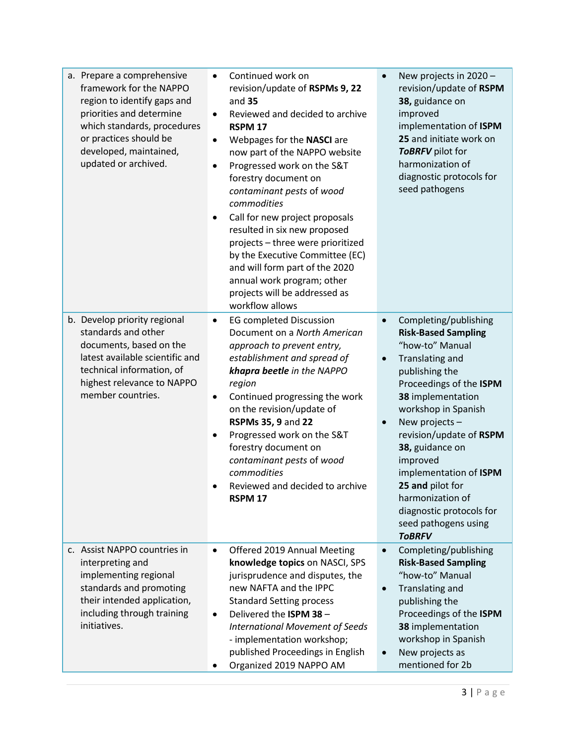| | | |
|---|---|---|
| a. Prepare a comprehensive framework for the NAPPO region to identify gaps and priorities and determine which standards, procedures or practices should be developed, maintained, updated or archived. | • Continued work on revision/update of **RSPMs 9, 22** and **35**<br>• Reviewed and decided to archive **RSPM 17**<br>• Webpages for the **NASCI** are now part of the NAPPO website<br>• Progressed work on the S&T forestry document on *contaminant pests* of *wood commodities*<br>• Call for new project proposals resulted in six new proposed projects – three were prioritized by the Executive Committee (EC) and will form part of the 2020 annual work program; other projects will be addressed as workflow allows | • New projects in 2020 – revision/update of **RSPM 38,** guidance on improved implementation of **ISPM 25** and initiate work on ***ToBRFV*** pilot for harmonization of diagnostic protocols for seed pathogens |
| b. Develop priority regional standards and other documents, based on the latest available scientific and technical information, of highest relevance to NAPPO member countries. | • EG completed Discussion Document on a *North American approach to prevent entry, establishment and spread of **khapra beetle** in the NAPPO region*<br>• Continued progressing the work on the revision/update of **RSPMs 35, 9** and **22**<br>• Progressed work on the S&T forestry document on *contaminant pests* of *wood commodities*<br>• Reviewed and decided to archive **RSPM 17** | • Completing/publishing **Risk-Based Sampling** "how-to" Manual<br>• Translating and publishing the Proceedings of the **ISPM 38** implementation workshop in Spanish<br>• New projects – revision/update of **RSPM 38,** guidance on improved implementation of **ISPM 25 and** pilot for harmonization of diagnostic protocols for seed pathogens using ***ToBRFV*** |
| c. Assist NAPPO countries in interpreting and implementing regional standards and promoting their intended application, including through training initiatives. | • Offered 2019 Annual Meeting **knowledge topics** on NASCI, SPS jurisprudence and disputes, the new NAFTA and the IPPC Standard Setting process<br>• Delivered the **ISPM 38** – *International Movement of Seeds* - implementation workshop; published Proceedings in English<br>• Organized 2019 NAPPO AM | • Completing/publishing **Risk-Based Sampling** "how-to" Manual<br>• Translating and publishing the Proceedings of the **ISPM 38** implementation workshop in Spanish<br>• New projects as mentioned for 2b |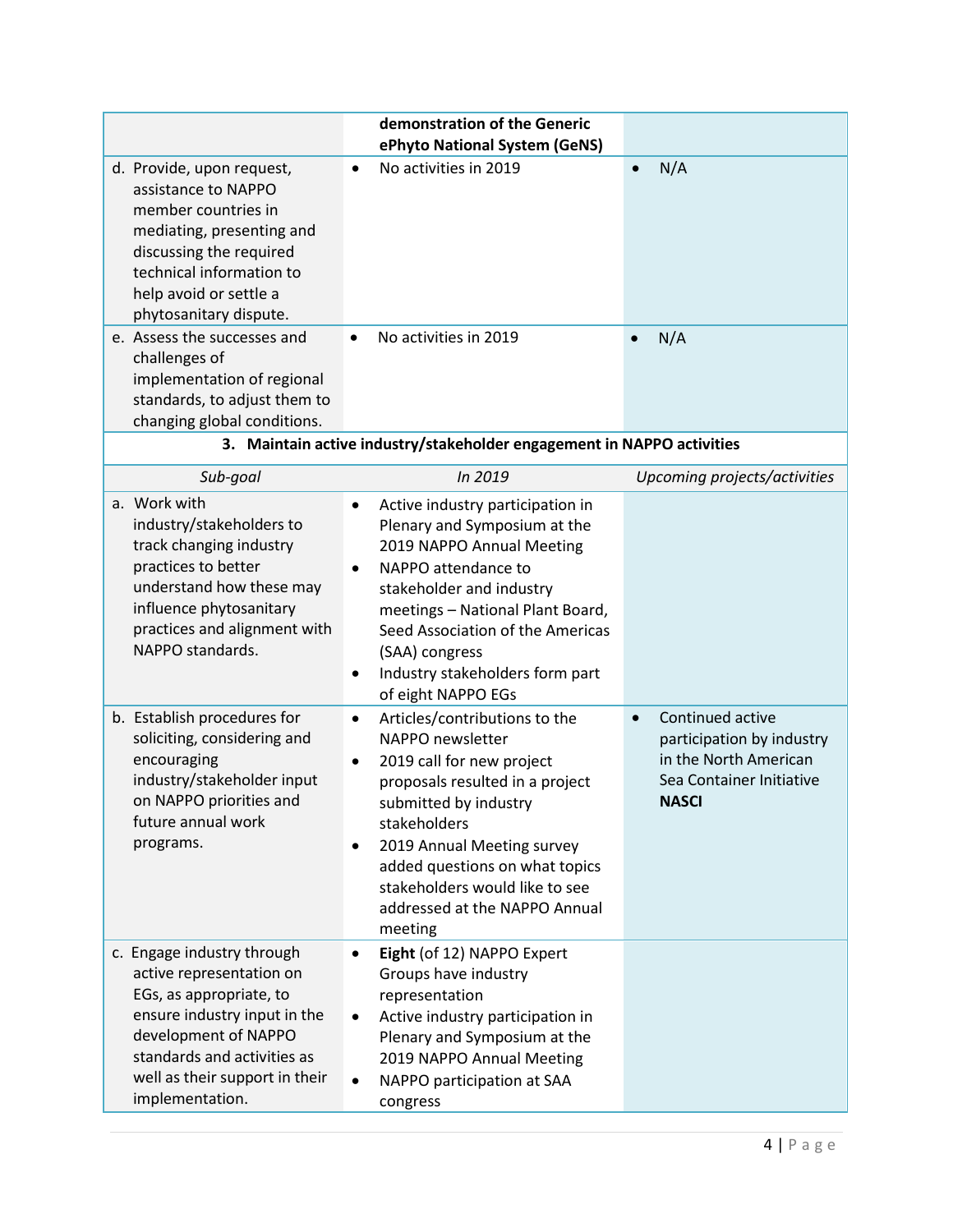| | **demonstration of the Generic ePhyto National System (GeNS)** | |
|---|---|---|
| d. Provide, upon request, assistance to NAPPO member countries in mediating, presenting and discussing the required technical information to help avoid or settle a phytosanitary dispute. | • No activities in 2019 | • N/A |
| e. Assess the successes and challenges of implementation of regional standards, to adjust them to changing global conditions. | • No activities in 2019 | • N/A |

**3. Maintain active industry/stakeholder engagement in NAPPO activities**

| *Sub-goal* | *In 2019* | *Upcoming projects/activities* |
|---|---|---|
| a. Work with industry/stakeholders to track changing industry practices to better understand how these may influence phytosanitary practices and alignment with NAPPO standards. | • Active industry participation in Plenary and Symposium at the 2019 NAPPO Annual Meeting<br>• NAPPO attendance to stakeholder and industry meetings – National Plant Board, Seed Association of the Americas (SAA) congress<br>• Industry stakeholders form part of eight NAPPO EGs | |
| b. Establish procedures for soliciting, considering and encouraging industry/stakeholder input on NAPPO priorities and future annual work programs. | • Articles/contributions to the NAPPO newsletter<br>• 2019 call for new project proposals resulted in a project submitted by industry stakeholders<br>• 2019 Annual Meeting survey added questions on what topics stakeholders would like to see addressed at the NAPPO Annual meeting | • Continued active participation by industry in the North American Sea Container Initiative **NASCI** |
| c. Engage industry through active representation on EGs, as appropriate, to ensure industry input in the development of NAPPO standards and activities as well as their support in their implementation. | • **Eight** (of 12) NAPPO Expert Groups have industry representation<br>• Active industry participation in Plenary and Symposium at the 2019 NAPPO Annual Meeting<br>• NAPPO participation at SAA congress | |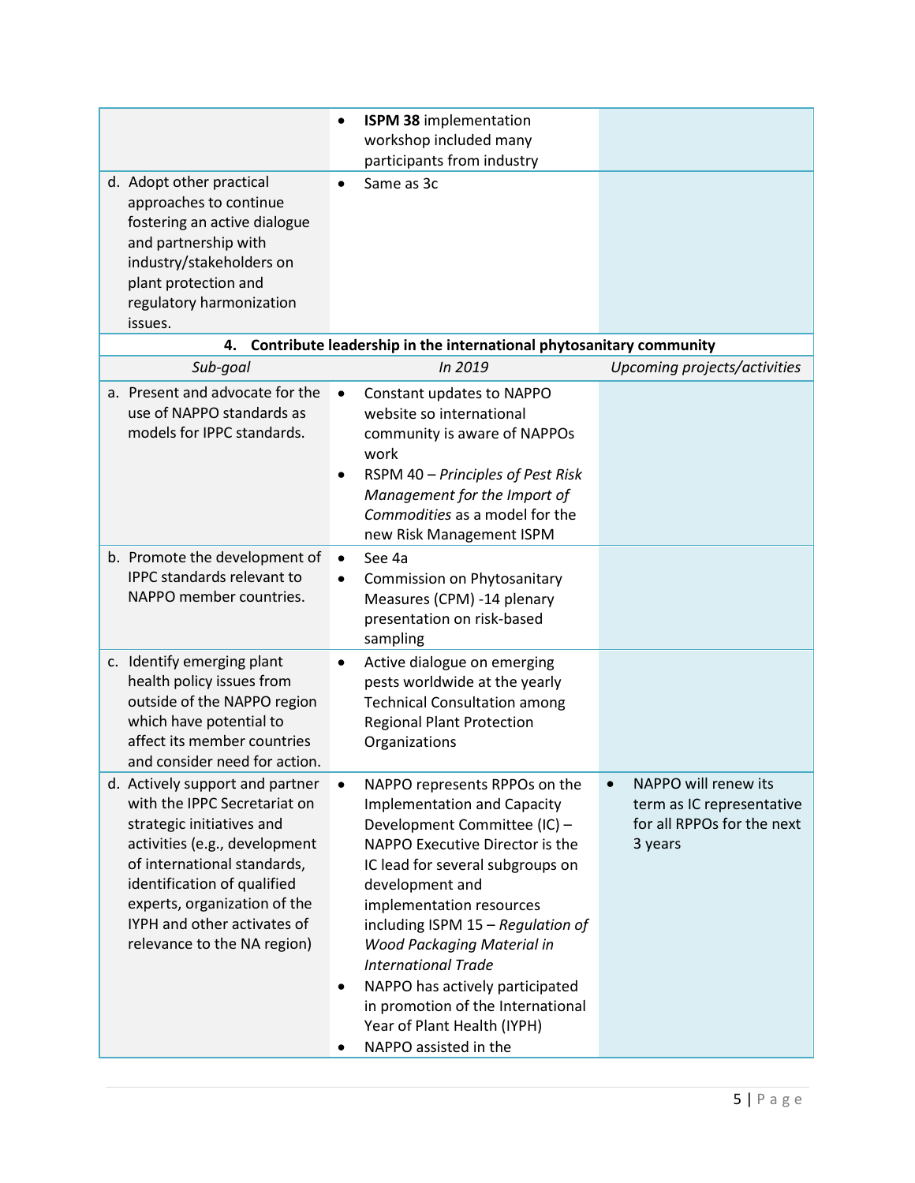| Sub-goal | In 2019 | Upcoming projects/activities |
|---|---|---|
| | • **ISPM 38** implementation workshop included many participants from industry | |
| d. Adopt other practical approaches to continue fostering an active dialogue and partnership with industry/stakeholders on plant protection and regulatory harmonization issues. | • Same as 3c | |
| **4. Contribute leadership in the international phytosanitary community** | | |
| *Sub-goal* | *In 2019* | *Upcoming projects/activities* |
| a. Present and advocate for the use of NAPPO standards as models for IPPC standards. | • Constant updates to NAPPO website so international community is aware of NAPPOs work<br>• RSPM 40 – *Principles of Pest Risk Management for the Import of Commodities* as a model for the new Risk Management ISPM | |
| b. Promote the development of IPPC standards relevant to NAPPO member countries. | • See 4a<br>• Commission on Phytosanitary Measures (CPM) -14 plenary presentation on risk-based sampling | |
| c. Identify emerging plant health policy issues from outside of the NAPPO region which have potential to affect its member countries and consider need for action. | • Active dialogue on emerging pests worldwide at the yearly Technical Consultation among Regional Plant Protection Organizations | |
| d. Actively support and partner with the IPPC Secretariat on strategic initiatives and activities (e.g., development of international standards, identification of qualified experts, organization of the IYPH and other activates of relevance to the NA region) | • NAPPO represents RPPOs on the Implementation and Capacity Development Committee (IC) – NAPPO Executive Director is the IC lead for several subgroups on development and implementation resources including ISPM 15 – *Regulation of Wood Packaging Material in International Trade*<br>• NAPPO has actively participated in promotion of the International Year of Plant Health (IYPH)<br>• NAPPO assisted in the | • NAPPO will renew its term as IC representative for all RPPOs for the next 3 years |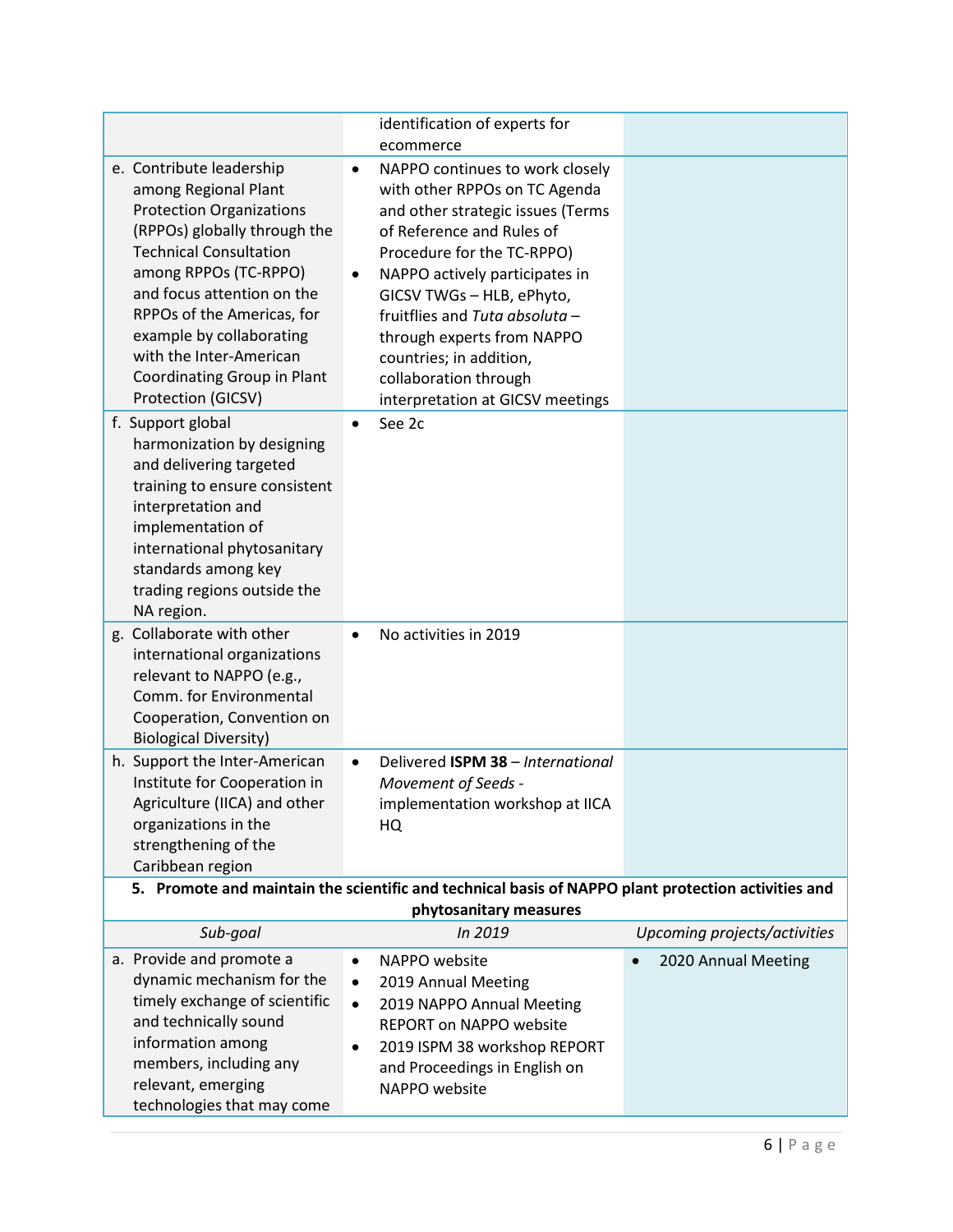| | | |
|---|---|---|
| | identification of experts for ecommerce | |
| e. Contribute leadership among Regional Plant Protection Organizations (RPPOs) globally through the Technical Consultation among RPPOs (TC-RPPO) and focus attention on the RPPOs of the Americas, for example by collaborating with the Inter-American Coordinating Group in Plant Protection (GICSV) | • NAPPO continues to work closely with other RPPOs on TC Agenda and other strategic issues (Terms of Reference and Rules of Procedure for the TC-RPPO)<br>• NAPPO actively participates in GICSV TWGs – HLB, ePhyto, fruitflies and *Tuta absoluta* – through experts from NAPPO countries; in addition, collaboration through interpretation at GICSV meetings | |
| f. Support global harmonization by designing and delivering targeted training to ensure consistent interpretation and implementation of international phytosanitary standards among key trading regions outside the NA region. | • See 2c | |
| g. Collaborate with other international organizations relevant to NAPPO (e.g., Comm. for Environmental Cooperation, Convention on Biological Diversity) | • No activities in 2019 | |
| h. Support the Inter-American Institute for Cooperation in Agriculture (IICA) and other organizations in the strengthening of the Caribbean region | • Delivered **ISPM 38** – *International Movement of Seeds* - implementation workshop at IICA HQ | |
| **5. Promote and maintain the scientific and technical basis of NAPPO plant protection activities and phytosanitary measures** | | |
| *Sub-goal* | *In 2019* | *Upcoming projects/activities* |
| a. Provide and promote a dynamic mechanism for the timely exchange of scientific and technically sound information among members, including any relevant, emerging technologies that may come | • NAPPO website<br>• 2019 Annual Meeting<br>• 2019 NAPPO Annual Meeting REPORT on NAPPO website<br>• 2019 ISPM 38 workshop REPORT and Proceedings in English on NAPPO website | • 2020 Annual Meeting |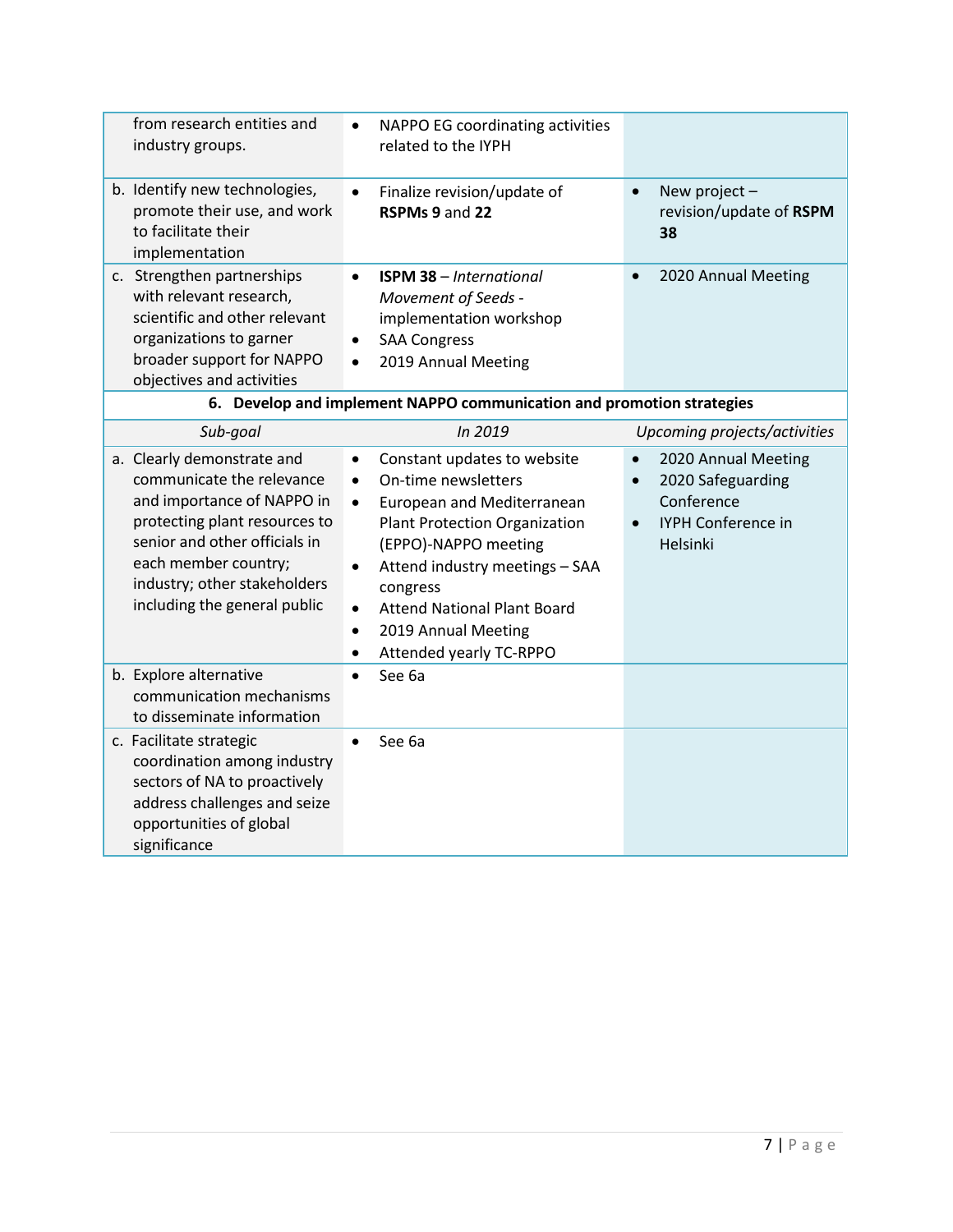| | | |
|---|---|---|
| from research entities and industry groups. | • NAPPO EG coordinating activities related to the IYPH | |
| b. Identify new technologies, promote their use, and work to facilitate their implementation | • Finalize revision/update of **RSPMs 9** and **22** | • New project – revision/update of **RSPM 38** |
| c. Strengthen partnerships with relevant research, scientific and other relevant organizations to garner broader support for NAPPO objectives and activities | • **ISPM 38** – *International Movement of Seeds* - implementation workshop<br>• SAA Congress<br>• 2019 Annual Meeting | • 2020 Annual Meeting |
| **6. Develop and implement NAPPO communication and promotion strategies** | | |
| *Sub-goal* | *In 2019* | *Upcoming projects/activities* |
| a. Clearly demonstrate and communicate the relevance and importance of NAPPO in protecting plant resources to senior and other officials in each member country; industry; other stakeholders including the general public | • Constant updates to website<br>• On-time newsletters<br>• European and Mediterranean Plant Protection Organization (EPPO)-NAPPO meeting<br>• Attend industry meetings – SAA congress<br>• Attend National Plant Board<br>• 2019 Annual Meeting<br>• Attended yearly TC-RPPO | • 2020 Annual Meeting<br>• 2020 Safeguarding Conference<br>• IYPH Conference in Helsinki |
| b. Explore alternative communication mechanisms to disseminate information | • See 6a | |
| c. Facilitate strategic coordination among industry sectors of NA to proactively address challenges and seize opportunities of global significance | • See 6a | |